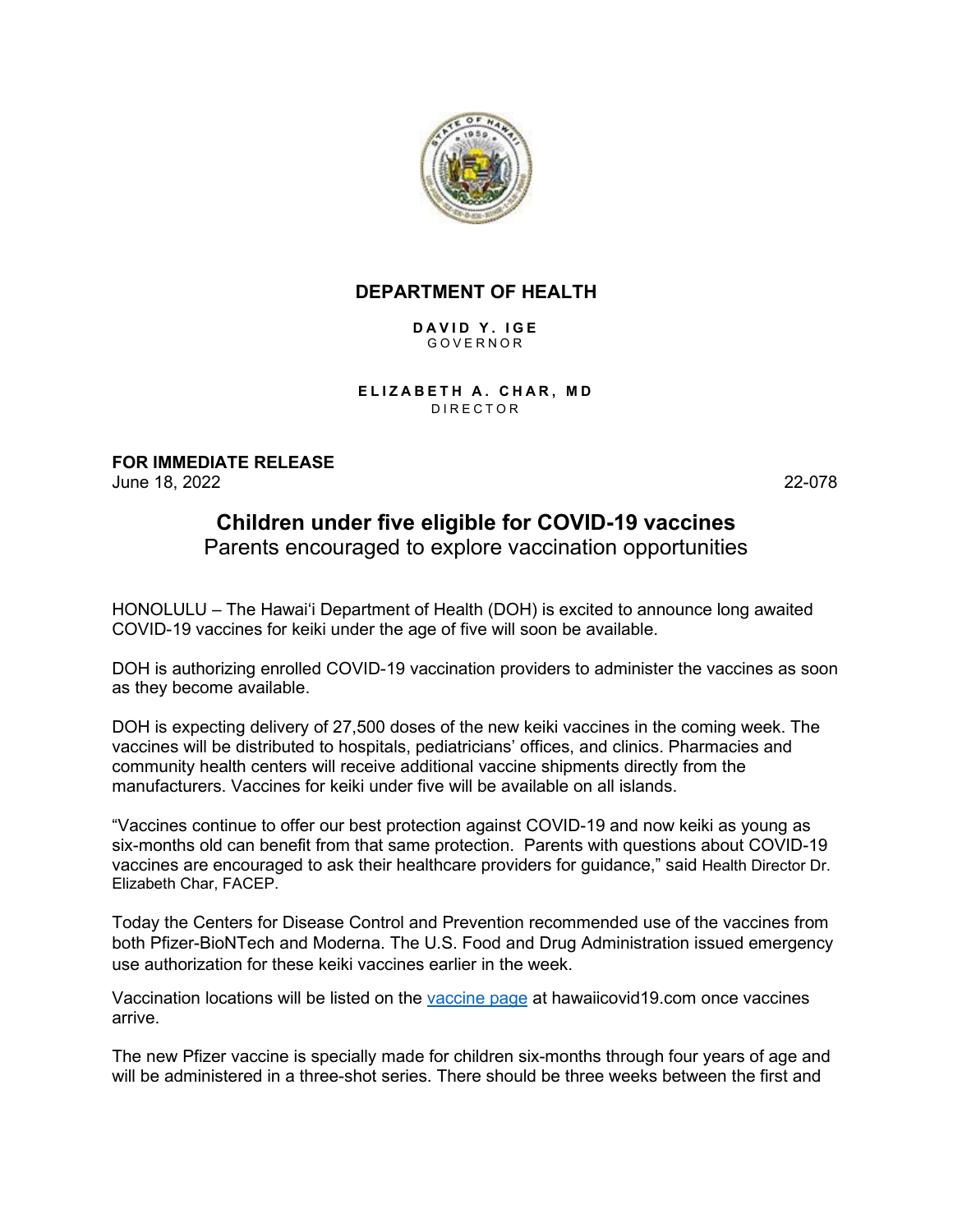**DEPARTMENT OF HEALTH**

**DAVID Y. IGE**
GOVERNOR

**ELIZABETH A. CHAR, MD**
DIRECTOR

**FOR IMMEDIATE RELEASE**
June 18, 2022 22-078

# Children under five eligible for COVID-19 vaccines

Parents encouraged to explore vaccination opportunities

HONOLULU – The Hawaiʻi Department of Health (DOH) is excited to announce long awaited COVID-19 vaccines for keiki under the age of five will soon be available.

DOH is authorizing enrolled COVID-19 vaccination providers to administer the vaccines as soon as they become available.

DOH is expecting delivery of 27,500 doses of the new keiki vaccines in the coming week. The vaccines will be distributed to hospitals, pediatricians' offices, and clinics. Pharmacies and community health centers will receive additional vaccine shipments directly from the manufacturers. Vaccines for keiki under five will be available on all islands.

"Vaccines continue to offer our best protection against COVID-19 and now keiki as young as six-months old can benefit from that same protection. Parents with questions about COVID-19 vaccines are encouraged to ask their healthcare providers for guidance," said Health Director Dr. Elizabeth Char, FACEP.

Today the Centers for Disease Control and Prevention recommended use of the vaccines from both Pfizer-BioNTech and Moderna. The U.S. Food and Drug Administration issued emergency use authorization for these keiki vaccines earlier in the week.

Vaccination locations will be listed on the vaccine page at hawaiicovid19.com once vaccines arrive.

The new Pfizer vaccine is specially made for children six-months through four years of age and will be administered in a three-shot series. There should be three weeks between the first and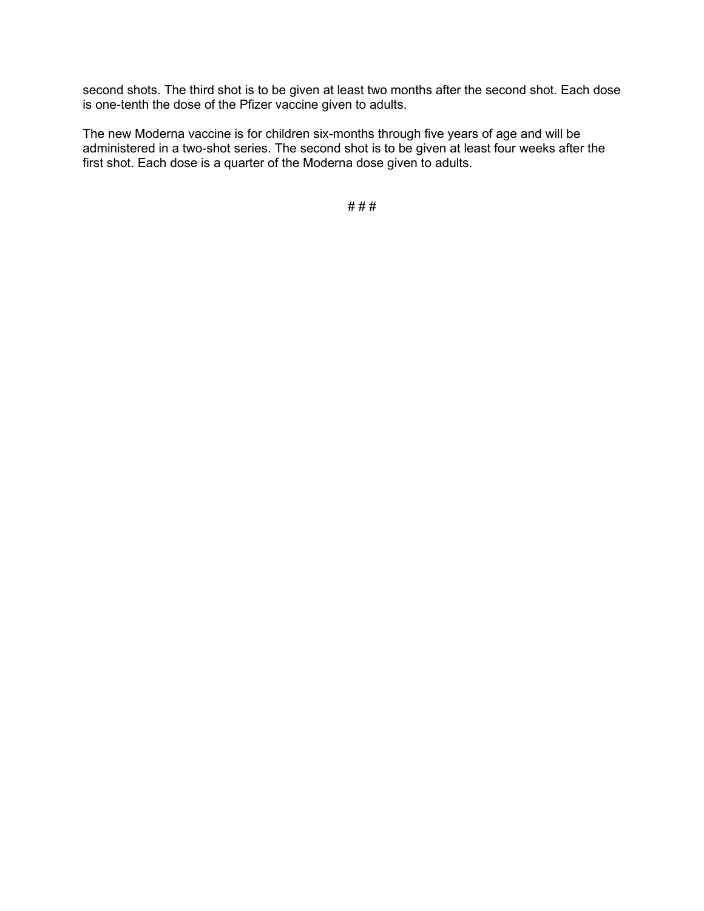second shots. The third shot is to be given at least two months after the second shot. Each dose is one-tenth the dose of the Pfizer vaccine given to adults.

The new Moderna vaccine is for children six-months through five years of age and will be administered in a two-shot series. The second shot is to be given at least four weeks after the first shot. Each dose is a quarter of the Moderna dose given to adults.

# # #